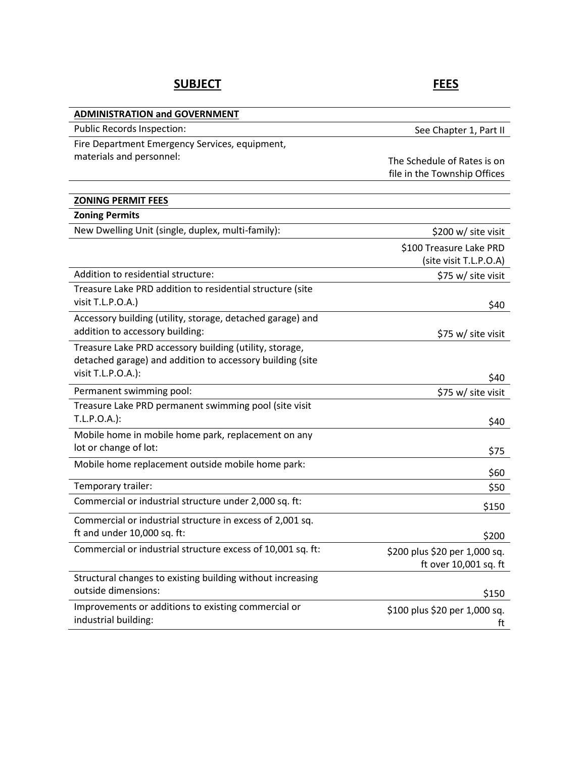| SUBJECT | FEES |
|---|---|
| **ADMINISTRATION and GOVERNMENT** | |
| Public Records Inspection: | See Chapter 1, Part II |
| Fire Department Emergency Services, equipment, materials and personnel: | The Schedule of Rates is on file in the Township Offices |
| | |
| **ZONING PERMIT FEES** | |
| **Zoning Permits** | |
| New Dwelling Unit (single, duplex, multi-family): | $200 w/ site visit |
| | $100 Treasure Lake PRD (site visit T.L.P.O.A) |
| Addition to residential structure: | $75 w/ site visit |
| Treasure Lake PRD addition to residential structure (site visit T.L.P.O.A.) | $40 |
| Accessory building (utility, storage, detached garage) and addition to accessory building: | $75 w/ site visit |
| Treasure Lake PRD accessory building (utility, storage, detached garage) and addition to accessory building (site visit T.L.P.O.A.): | $40 |
| Permanent swimming pool: | $75 w/ site visit |
| Treasure Lake PRD permanent swimming pool (site visit T.L.P.O.A.): | $40 |
| Mobile home in mobile home park, replacement on any lot or change of lot: | $75 |
| Mobile home replacement outside mobile home park: | $60 |
| Temporary trailer: | $50 |
| Commercial or industrial structure under 2,000 sq. ft: | $150 |
| Commercial or industrial structure in excess of 2,001 sq. ft and under 10,000 sq. ft: | $200 |
| Commercial or industrial structure excess of 10,001 sq. ft: | $200 plus $20 per 1,000 sq. ft over 10,001 sq. ft |
| Structural changes to existing building without increasing outside dimensions: | $150 |
| Improvements or additions to existing commercial or industrial building: | $100 plus $20 per 1,000 sq. ft |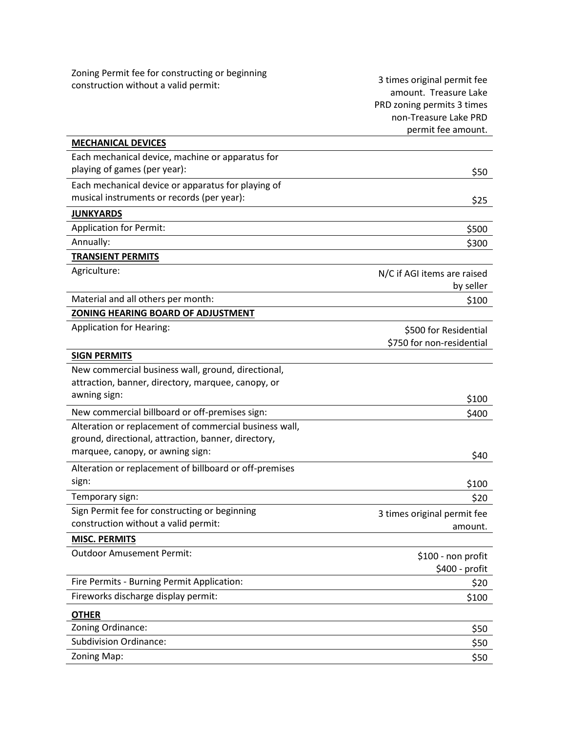| | |
|---|---|
| Zoning Permit fee for constructing or beginning construction without a valid permit: | 3 times original permit fee amount. Treasure Lake PRD zoning permits 3 times non-Treasure Lake PRD permit fee amount. |
| **MECHANICAL DEVICES** | |
| Each mechanical device, machine or apparatus for playing of games (per year): | $50 |
| Each mechanical device or apparatus for playing of musical instruments or records (per year): | $25 |
| **JUNKYARDS** | |
| Application for Permit: | $500 |
| Annually: | $300 |
| **TRANSIENT PERMITS** | |
| Agriculture: | N/C if AGI items are raised by seller |
| Material and all others per month: | $100 |
| **ZONING HEARING BOARD OF ADJUSTMENT** | |
| Application for Hearing: | $500 for Residential<br>$750 for non-residential |
| **SIGN PERMITS** | |
| New commercial business wall, ground, directional, attraction, banner, directory, marquee, canopy, or awning sign: | $100 |
| New commercial billboard or off-premises sign: | $400 |
| Alteration or replacement of commercial business wall, ground, directional, attraction, banner, directory, marquee, canopy, or awning sign: | $40 |
| Alteration or replacement of billboard or off-premises sign: | $100 |
| Temporary sign: | $20 |
| Sign Permit fee for constructing or beginning construction without a valid permit: | 3 times original permit fee amount. |
| **MISC. PERMITS** | |
| Outdoor Amusement Permit: | $100 - non profit<br>$400 - profit |
| Fire Permits - Burning Permit Application: | $20 |
| Fireworks discharge display permit: | $100 |
| **OTHER** | |
| Zoning Ordinance: | $50 |
| Subdivision Ordinance: | $50 |
| Zoning Map: | $50 |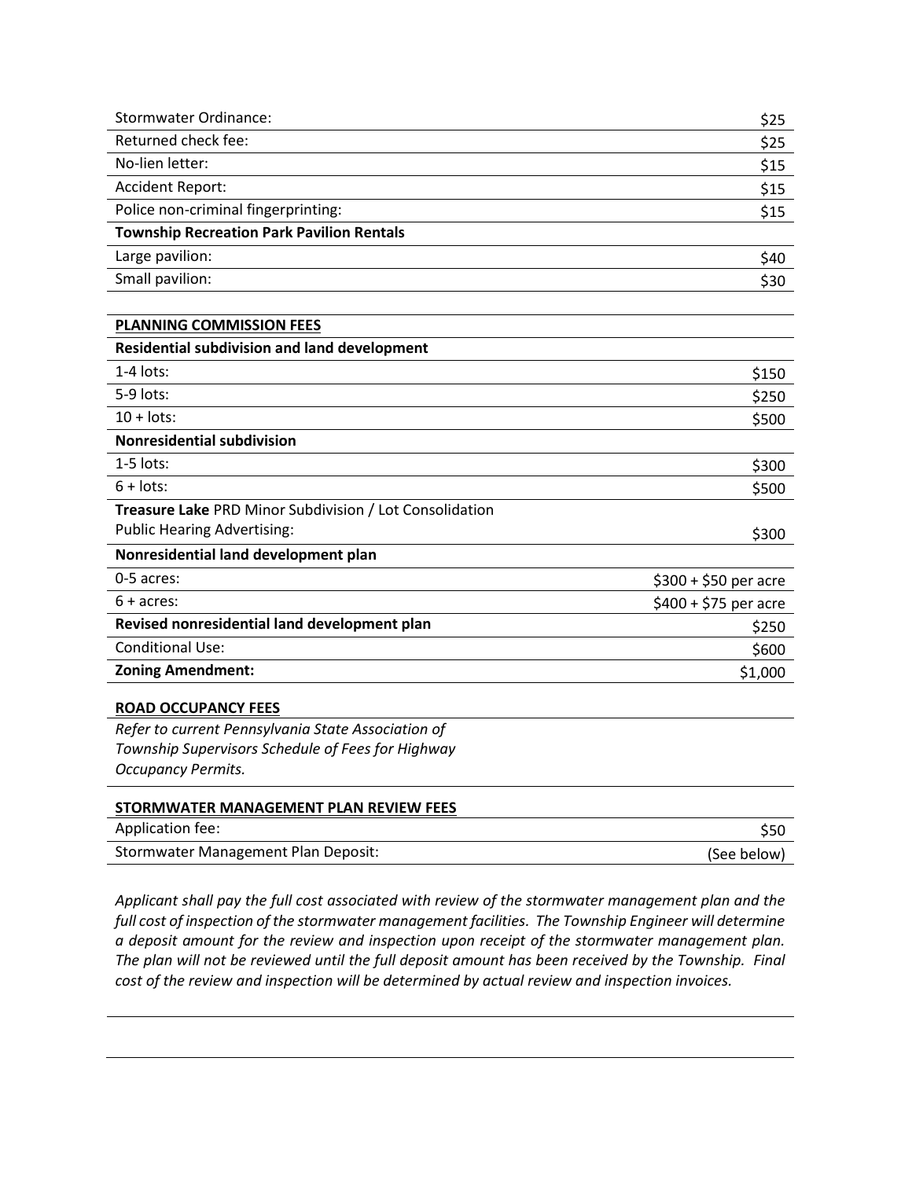| | |
|---|---|
| Stormwater Ordinance: | $25 |
| Returned check fee: | $25 |
| No-lien letter: | $15 |
| Accident Report: | $15 |
| Police non-criminal fingerprinting: | $15 |
| **Township Recreation Park Pavilion Rentals** | |
| Large pavilion: | $40 |
| Small pavilion: | $30 |

| **PLANNING COMMISSION FEES** | |
|---|---|
| **Residential subdivision and land development** | |
| 1-4 lots: | $150 |
| 5-9 lots: | $250 |
| 10 + lots: | $500 |
| **Nonresidential subdivision** | |
| 1-5 lots: | $300 |
| 6 + lots: | $500 |
| **Treasure Lake** PRD Minor Subdivision / Lot Consolidation Public Hearing Advertising: | $300 |
| **Nonresidential land development plan** | |
| 0-5 acres: | $300 + $50 per acre |
| 6 + acres: | $400 + $75 per acre |
| **Revised nonresidential land development plan** | $250 |
| Conditional Use: | $600 |
| **Zoning Amendment:** | $1,000 |

**ROAD OCCUPANCY FEES**

*Refer to current Pennsylvania State Association of Township Supervisors Schedule of Fees for Highway Occupancy Permits.*

| **STORMWATER MANAGEMENT PLAN REVIEW FEES** | |
|---|---|
| Application fee: | $50 |
| Stormwater Management Plan Deposit: | (See below) |

*Applicant shall pay the full cost associated with review of the stormwater management plan and the full cost of inspection of the stormwater management facilities. The Township Engineer will determine a deposit amount for the review and inspection upon receipt of the stormwater management plan. The plan will not be reviewed until the full deposit amount has been received by the Township. Final cost of the review and inspection will be determined by actual review and inspection invoices.*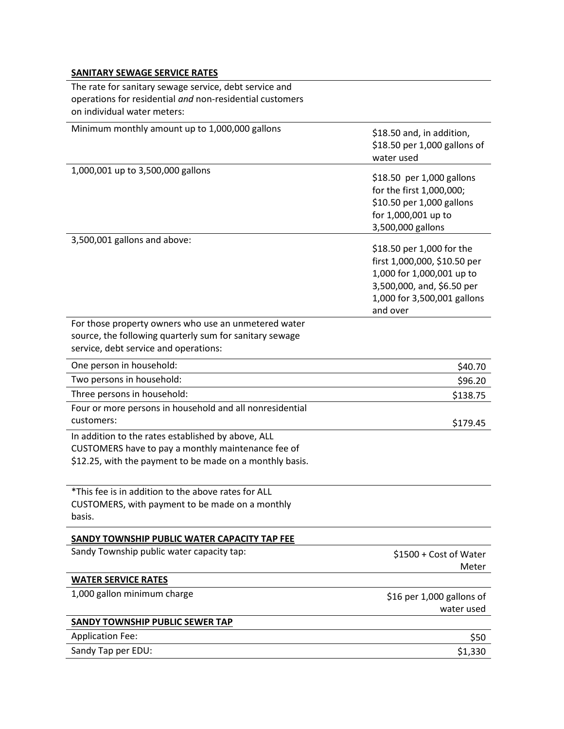**SANITARY SEWAGE SERVICE RATES**

| The rate for sanitary sewage service, debt service and operations for residential *and* non-residential customers on individual water meters: | |
|---|---|
| Minimum monthly amount up to 1,000,000 gallons | $18.50 and, in addition, $18.50 per 1,000 gallons of water used |
| 1,000,001 up to 3,500,000 gallons | $18.50 per 1,000 gallons for the first 1,000,000; $10.50 per 1,000 gallons for 1,000,001 up to 3,500,000 gallons |
| 3,500,001 gallons and above: | $18.50 per 1,000 for the first 1,000,000, $10.50 per 1,000 for 1,000,001 up to 3,500,000, and, $6.50 per 1,000 for 3,500,001 gallons and over |
| For those property owners who use an unmetered water source, the following quarterly sum for sanitary sewage service, debt service and operations: | |
| One person in household: | $40.70 |
| Two persons in household: | $96.20 |
| Three persons in household: | $138.75 |
| Four or more persons in household and all nonresidential customers: | $179.45 |
| In addition to the rates established by above, ALL CUSTOMERS have to pay a monthly maintenance fee of $12.25, with the payment to be made on a monthly basis. | |
| *This fee is in addition to the above rates for ALL CUSTOMERS, with payment to be made on a monthly basis. | |

**SANDY TOWNSHIP PUBLIC WATER CAPACITY TAP FEE**

| | |
|---|---|
| Sandy Township public water capacity tap: | $1500 + Cost of Water Meter |

**WATER SERVICE RATES**

| | |
|---|---|
| 1,000 gallon minimum charge | $16 per 1,000 gallons of water used |

**SANDY TOWNSHIP PUBLIC SEWER TAP**

| | |
|---|---|
| Application Fee: | $50 |
| Sandy Tap per EDU: | $1,330 |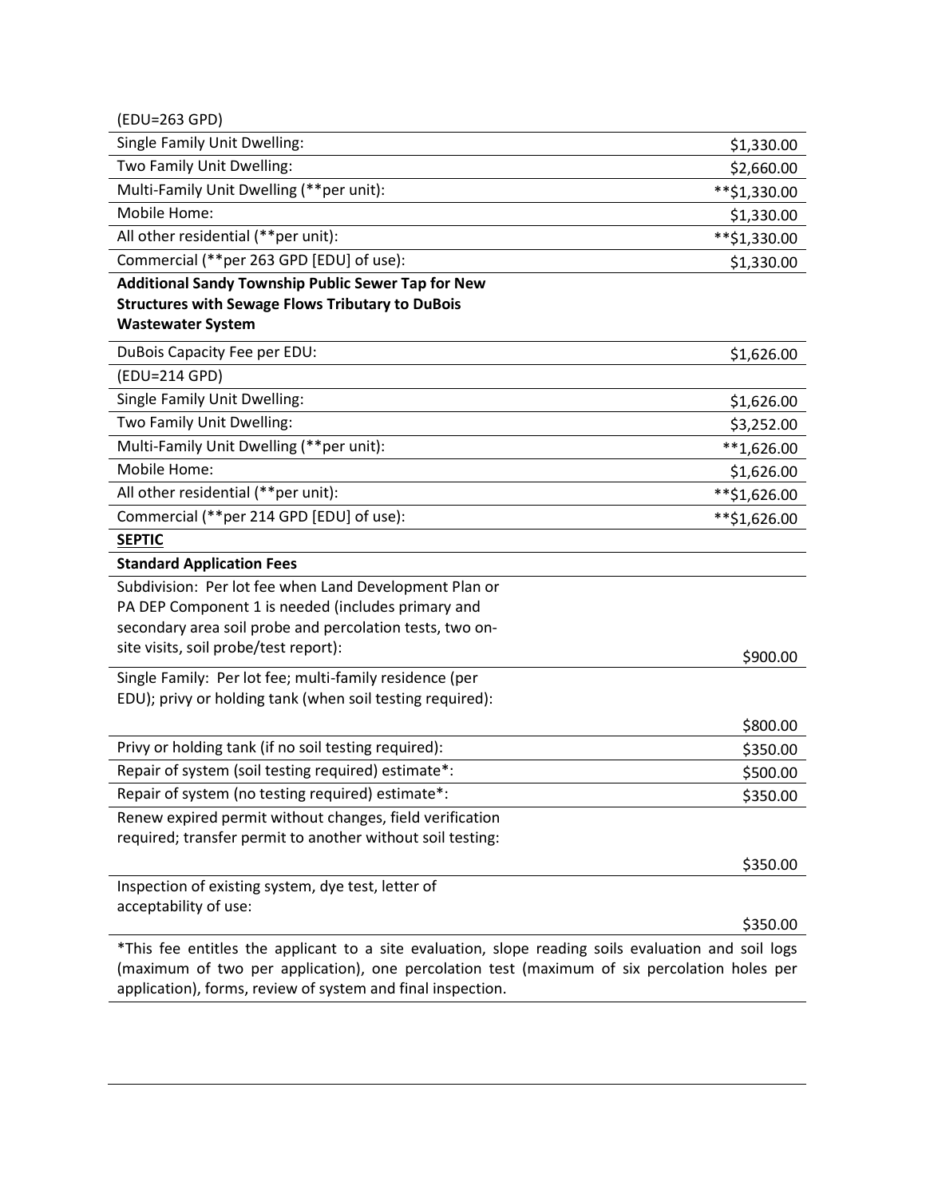| (EDU=263 GPD) | |
|---|---|
| Single Family Unit Dwelling: | $1,330.00 |
| Two Family Unit Dwelling: | $2,660.00 |
| Multi-Family Unit Dwelling (**per unit): | **$1,330.00 |
| Mobile Home: | $1,330.00 |
| All other residential (**per unit): | **$1,330.00 |
| Commercial (**per 263 GPD [EDU] of use): | $1,330.00 |
| **Additional Sandy Township Public Sewer Tap for New Structures with Sewage Flows Tributary to DuBois Wastewater System** | |
| DuBois Capacity Fee per EDU: | $1,626.00 |
| (EDU=214 GPD) | |
| Single Family Unit Dwelling: | $1,626.00 |
| Two Family Unit Dwelling: | $3,252.00 |
| Multi-Family Unit Dwelling (**per unit): | **1,626.00 |
| Mobile Home: | $1,626.00 |
| All other residential (**per unit): | **$1,626.00 |
| Commercial (**per 214 GPD [EDU] of use): | **$1,626.00 |
| **<u>SEPTIC</u>** | |
| **Standard Application Fees** | |
| Subdivision: Per lot fee when Land Development Plan or PA DEP Component 1 is needed (includes primary and secondary area soil probe and percolation tests, two on-site visits, soil probe/test report): | $900.00 |
| Single Family: Per lot fee; multi-family residence (per EDU); privy or holding tank (when soil testing required): | $800.00 |
| Privy or holding tank (if no soil testing required): | $350.00 |
| Repair of system (soil testing required) estimate*: | $500.00 |
| Repair of system (no testing required) estimate*: | $350.00 |
| Renew expired permit without changes, field verification required; transfer permit to another without soil testing: | $350.00 |
| Inspection of existing system, dye test, letter of acceptability of use: | $350.00 |

*This fee entitles the applicant to a site evaluation, slope reading soils evaluation and soil logs (maximum of two per application), one percolation test (maximum of six percolation holes per application), forms, review of system and final inspection.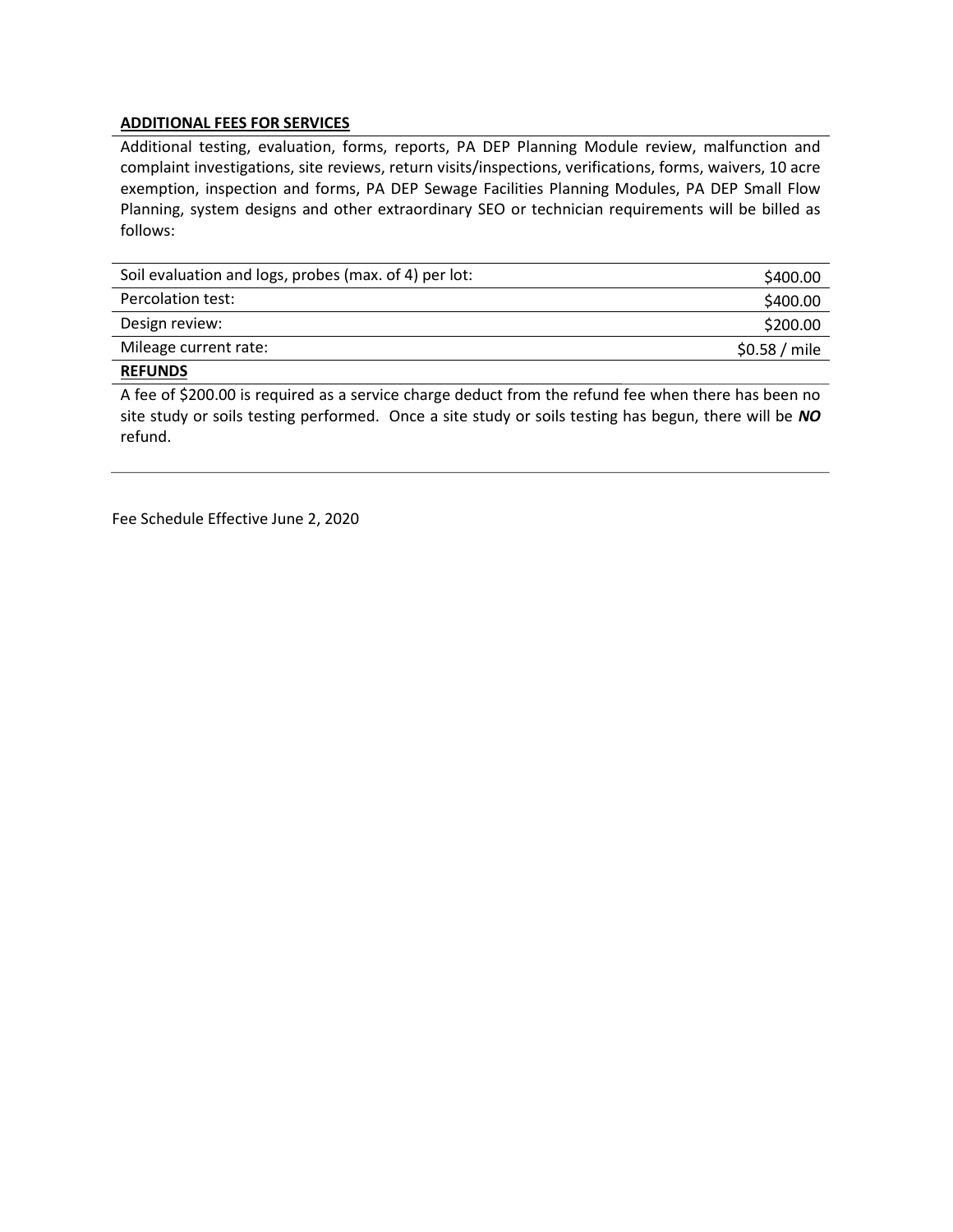**ADDITIONAL FEES FOR SERVICES**

Additional testing, evaluation, forms, reports, PA DEP Planning Module review, malfunction and complaint investigations, site reviews, return visits/inspections, verifications, forms, waivers, 10 acre exemption, inspection and forms, PA DEP Sewage Facilities Planning Modules, PA DEP Small Flow Planning, system designs and other extraordinary SEO or technician requirements will be billed as follows:

| | |
|---|---|
| Soil evaluation and logs, probes (max. of 4) per lot: | $400.00 |
| Percolation test: | $400.00 |
| Design review: | $200.00 |
| Mileage current rate: | $0.58 / mile |

**REFUNDS**

A fee of $200.00 is required as a service charge deduct from the refund fee when there has been no site study or soils testing performed. Once a site study or soils testing has begun, there will be ***NO*** refund.

Fee Schedule Effective June 2, 2020